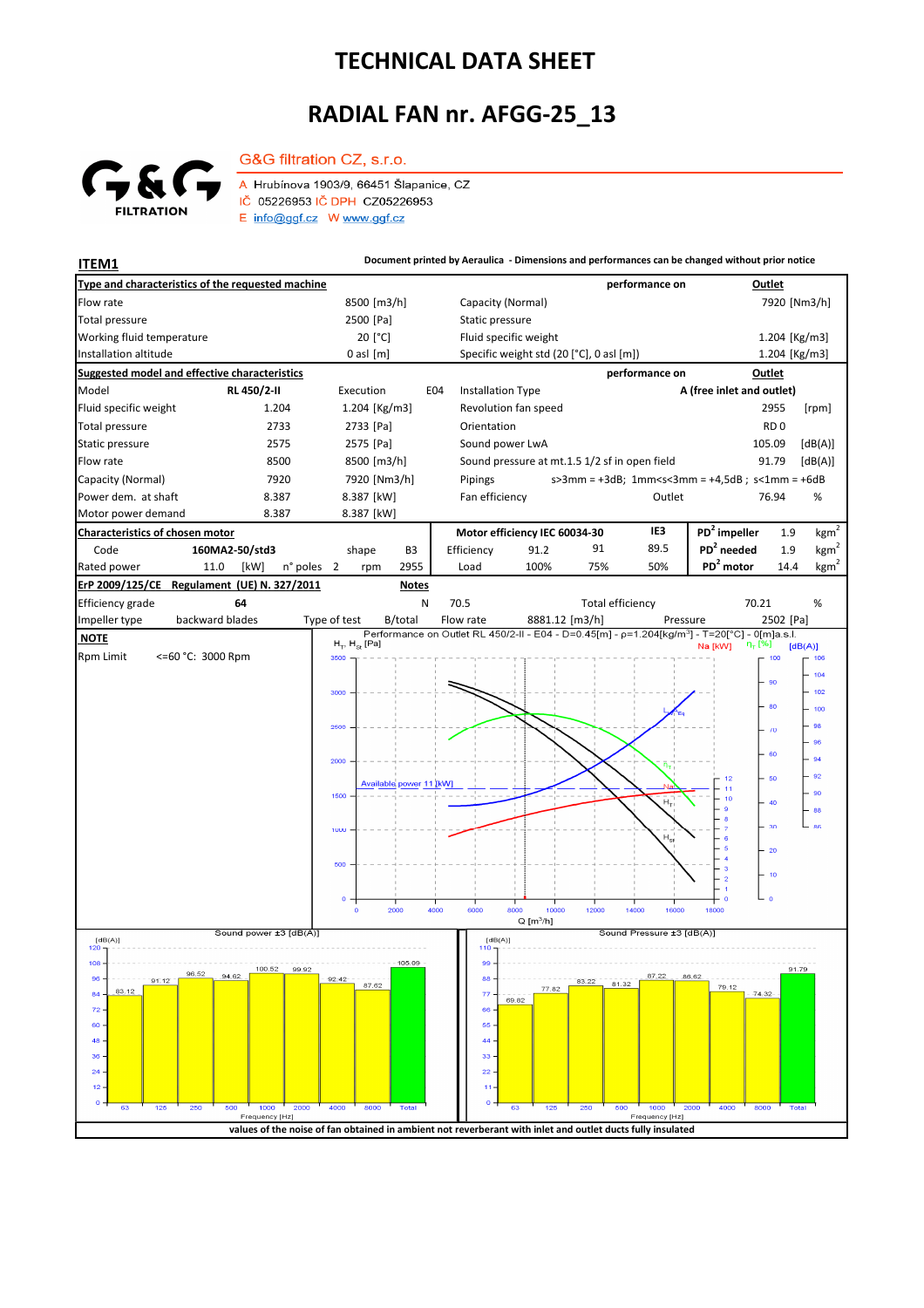# TECHNICAL DATA SHEET

## RADIAL FAN nr. AFGG-25_13

**G&G filtration CZ, s.r.o.**

A Hrubínova 1903/9, 66451 Šlapanice, CZ
IČ 05226953 IČ DPH CZ05226953
E info@ggf.cz W www.ggf.cz

**ITEM1** — **Document printed by Aeraulica - Dimensions and performances can be changed without prior notice**

| **Type and characteristics of the requested machine** | | | performance on | **Outlet** |
|---|---|---|---|---|
| Flow rate | 8500 [m3/h] | Capacity (Normal) | | 7920 [Nm3/h] |
| Total pressure | 2500 [Pa] | Static pressure | | |
| Working fluid temperature | 20 [°C] | Fluid specific weight | | 1.204 [Kg/m3] |
| Installation altitude | 0 asl [m] | Specific weight std (20 [°C], 0 asl [m]) | | 1.204 [Kg/m3] |

| **Suggested model and effective characteristics** | | | | performance on | **Outlet** |
|---|---|---|---|---|---|
| Model | RL 450/2-II | Execution E04 | Installation Type | | A (free inlet and outlet) |
| Fluid specific weight | 1.204 | 1.204 [Kg/m3] | Revolution fan speed | | 2955 [rpm] |
| Total pressure | 2733 | 2733 [Pa] | Orientation | | RD 0 |
| Static pressure | 2575 | 2575 [Pa] | Sound power LwA | | 105.09 [dB(A)] |
| Flow rate | 8500 | 8500 [m3/h] | Sound pressure at mt.1.5 1/2 sf in open field | | 91.79 [dB(A)] |
| Capacity (Normal) | 7920 | 7920 [Nm3/h] | Pipings | | s>3mm = +3dB; 1mm<s<3mm = +4,5dB ; s<1mm = +6dB |
| Power dem. at shaft | 8.387 | 8.387 [kW] | Fan efficiency | Outlet | 76.94 % |
| Motor power demand | 8.387 | 8.387 [kW] | | | |

| **Characteristics of chosen motor** | | | | Motor efficiency IEC 60034-30 | | | IE3 | $PD^2$ impeller | 1.9 | $kgm^2$ |
|---|---|---|---|---|---|---|---|---|---|---|
| Code | 160MA2-50/std3 | shape | B3 | Efficiency | 91.2 | 91 | 89.5 | $PD^2$ needed | 1.9 | $kgm^2$ |
| Rated power | 11.0 [kW] | n° poles 2 | rpm 2955 | Load | 100% | 75% | 50% | $PD^2$ motor | 14.4 | $kgm^2$ |

| **ErP 2009/125/CE Regulament (UE) N. 327/2011** | | **Notes** | | | | |
|---|---|---|---|---|---|---|
| Efficiency grade | 64 | N | 70.5 | Total efficiency | | 70.21 % |
| Impeller type | backward blades | Type of test | B/total | Flow rate | 8881.12 [m3/h] | Pressure 2502 [Pa] |

**NOTE**

Rpm Limit <=60 °C: 3000 Rpm

Performance on Outlet RL 450/2-II - E04 - D=0.45[m] - ρ=1.204[kg/m³] - T=20[°C] - 0[m]a.s.l.

Sound power ±3 [dB(A)]

| Frequency [Hz] | 63 | 125 | 250 | 500 | 1000 | 2000 | 4000 | 8000 | Total |
|---|---|---|---|---|---|---|---|---|---|
| dB(A) | 83.12 | 91.12 | 96.52 | 94.62 | 100.52 | 99.92 | 92.42 | 87.62 | 105.09 |

Sound Pressure ±3 [dB(A)]

| Frequency [Hz] | 63 | 125 | 250 | 500 | 1000 | 2000 | 4000 | 8000 | Total |
|---|---|---|---|---|---|---|---|---|---|
| dB(A) | 69.82 | 77.82 | 83.22 | 81.32 | 87.22 | 86.62 | 79.12 | 74.32 | 91.79 |

**values of the noise of fan obtained in ambient not reverberant with inlet and outlet ducts fully insulated**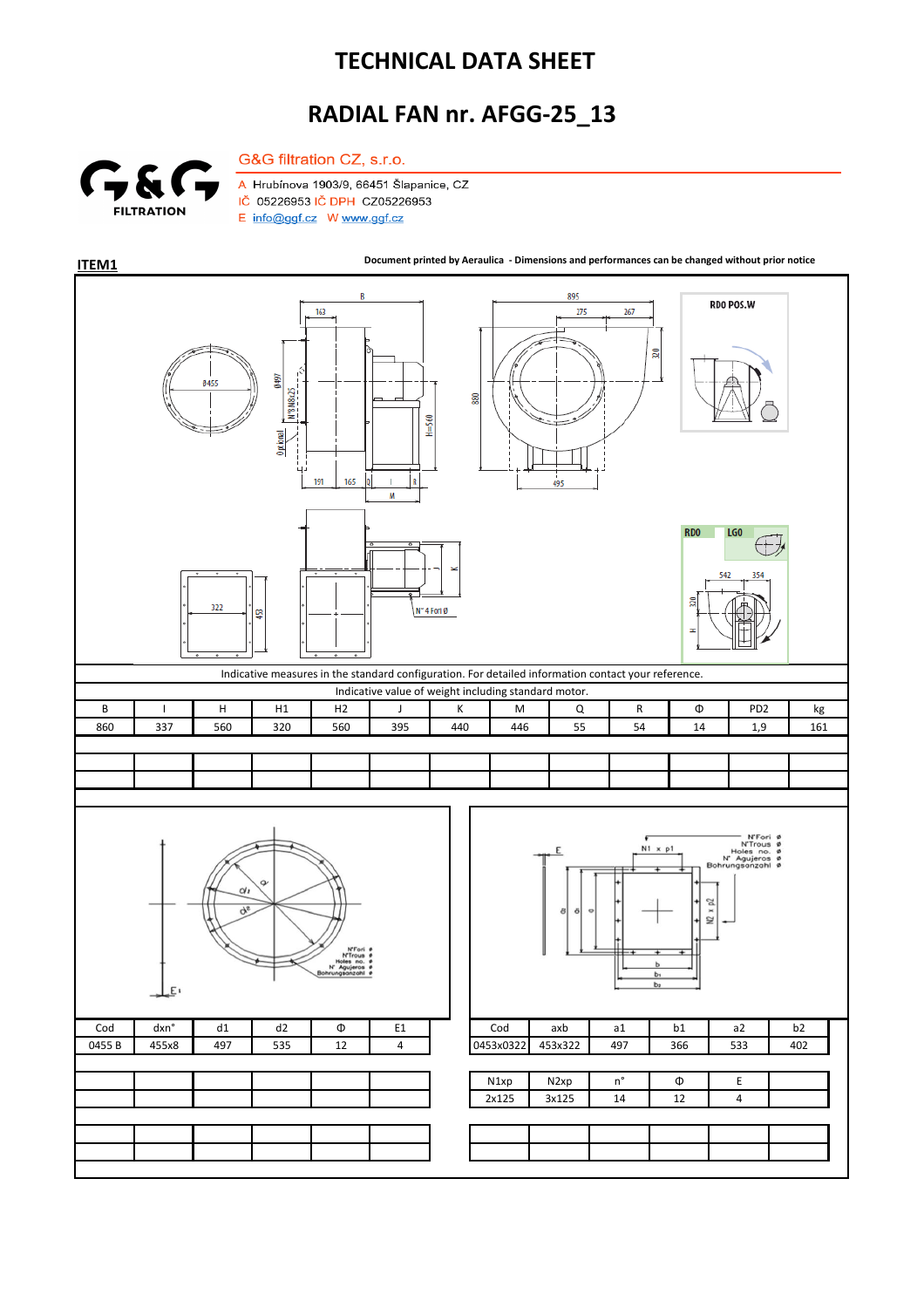# TECHNICAL DATA SHEET

# RADIAL FAN nr. AFGG-25_13

G&G filtration CZ, s.r.o.

A Hrubínova 1903/9, 66451 Šlapanice, CZ
IČ 05226953 IČ DPH CZ05226953
E info@ggf.cz W www.ggf.cz

**ITEM1**

**Document printed by Aeraulica - Dimensions and performances can be changed without prior notice**

Indicative measures in the standard configuration. For detailed information contact your reference.

Indicative value of weight including standard motor.

| B | I | H | H1 | H2 | J | K | M | Q | R | Φ | PD2 | kg |
|---|---|---|---|---|---|---|---|---|---|---|---|---|
| 860 | 337 | 560 | 320 | 560 | 395 | 440 | 446 | 55 | 54 | 14 | 1,9 | 161 |

| Cod | dxn° | d1 | d2 | Φ | E1 |
|---|---|---|---|---|---|
| 0455 B | 455x8 | 497 | 535 | 12 | 4 |

| Cod | axb | a1 | b1 | a2 | b2 |
|---|---|---|---|---|---|
| 0453x0322 | 453x322 | 497 | 366 | 533 | 402 |

| N1xp | N2xp | n° | Φ | E |
|---|---|---|---|---|
| 2x125 | 3x125 | 14 | 12 | 4 |